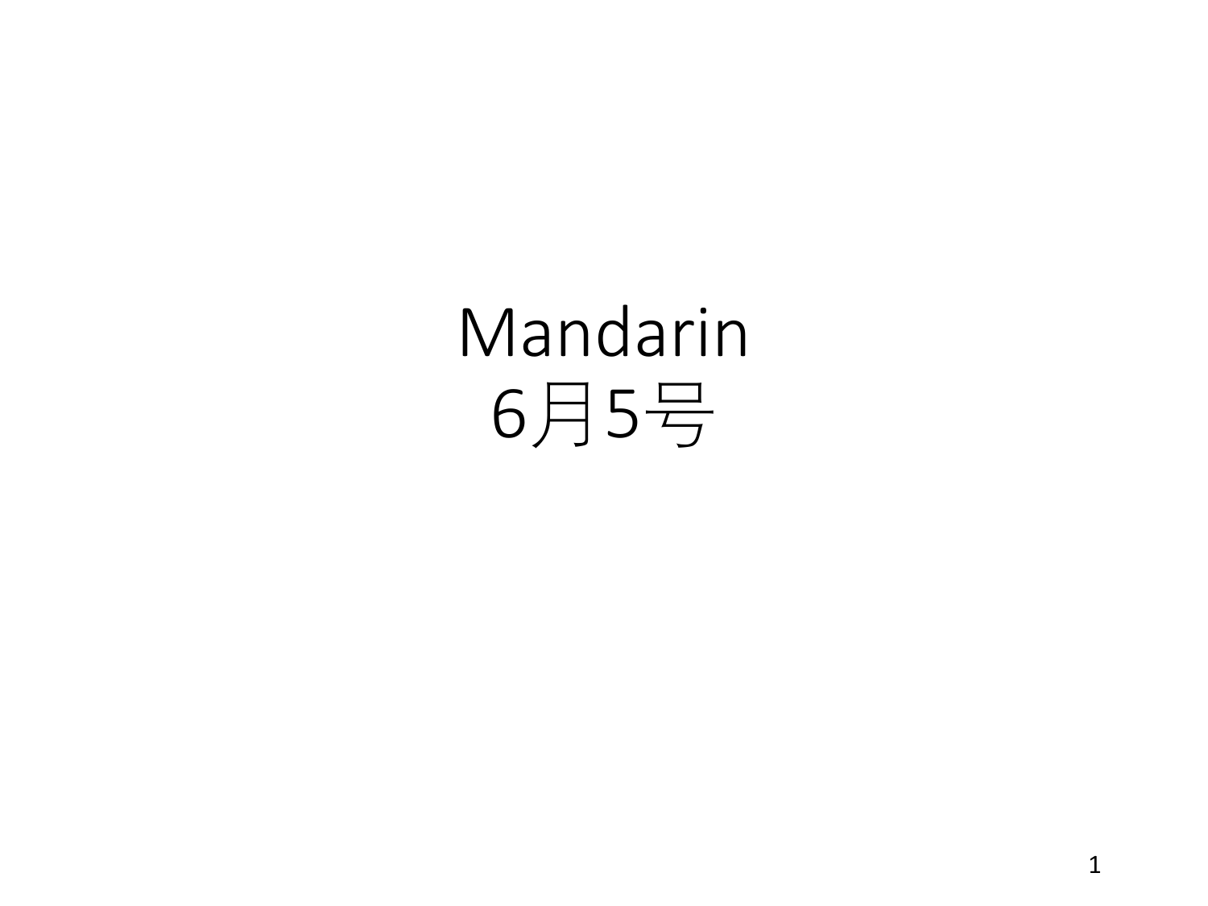# Mandarin
# 6月5号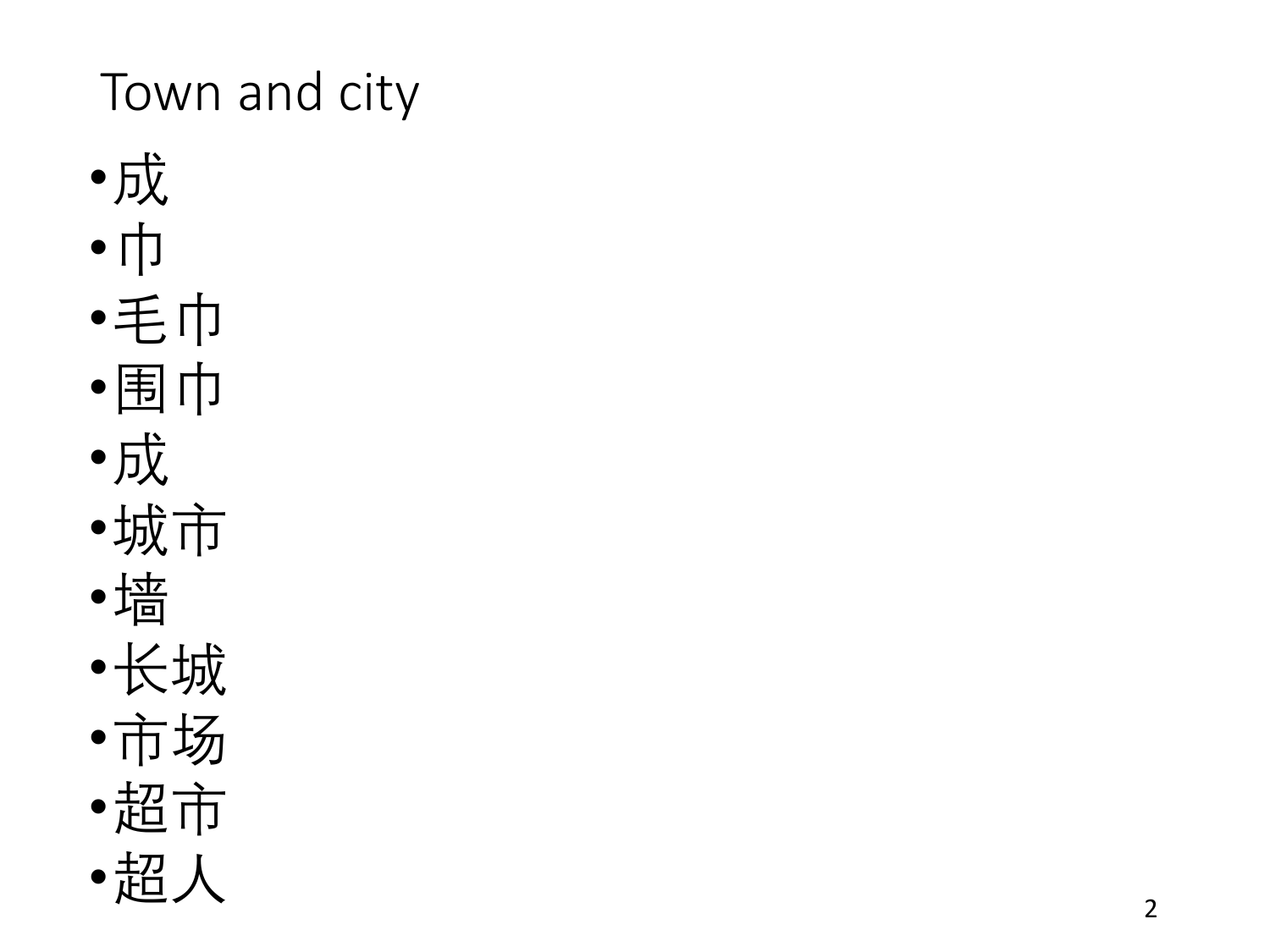# Town and city

- 成
- 巾
- 毛巾
- 围巾
- 成
- 城市
- 墙
- 长城
- 市场
- 超市
- 超人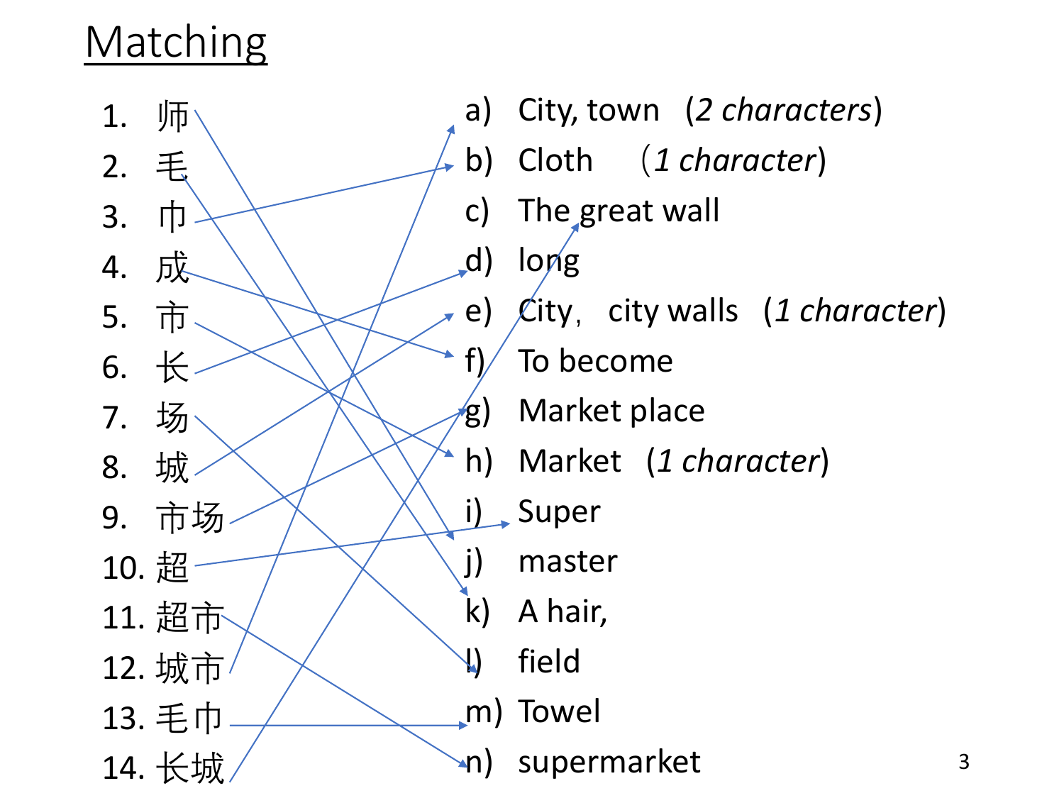# Matching

1. 师
2. 毛
3. 巾
4. 成
5. 市
6. 长
7. 场
8. 城
9. 市场
10. 超
11. 超市
12. 城市
13. 毛巾
14. 长城

a) City, town (*2 characters*)
b) Cloth （*1 character*)
c) The great wall
d) long
e) City， city walls (*1 character*)
f) To become
g) Market place
h) Market (*1 character*)
i) Super
j) master
k) A hair,
l) field
m) Towel
n) supermarket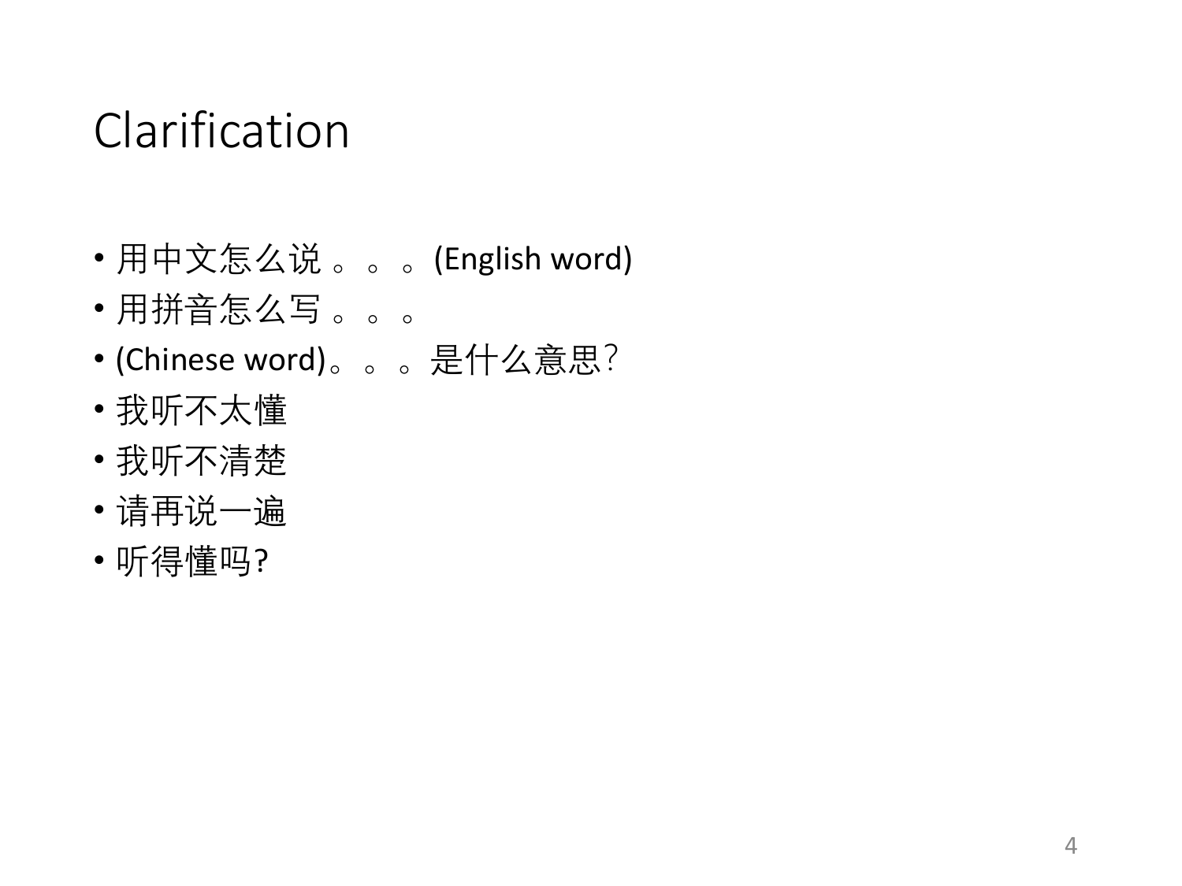# Clarification

- 用中文怎么说 。。。(English word)
- 用拼音怎么写 。。。
- (Chinese word)。。。是什么意思?
- 我听不太懂
- 我听不清楚
- 请再说一遍
- 听得懂吗?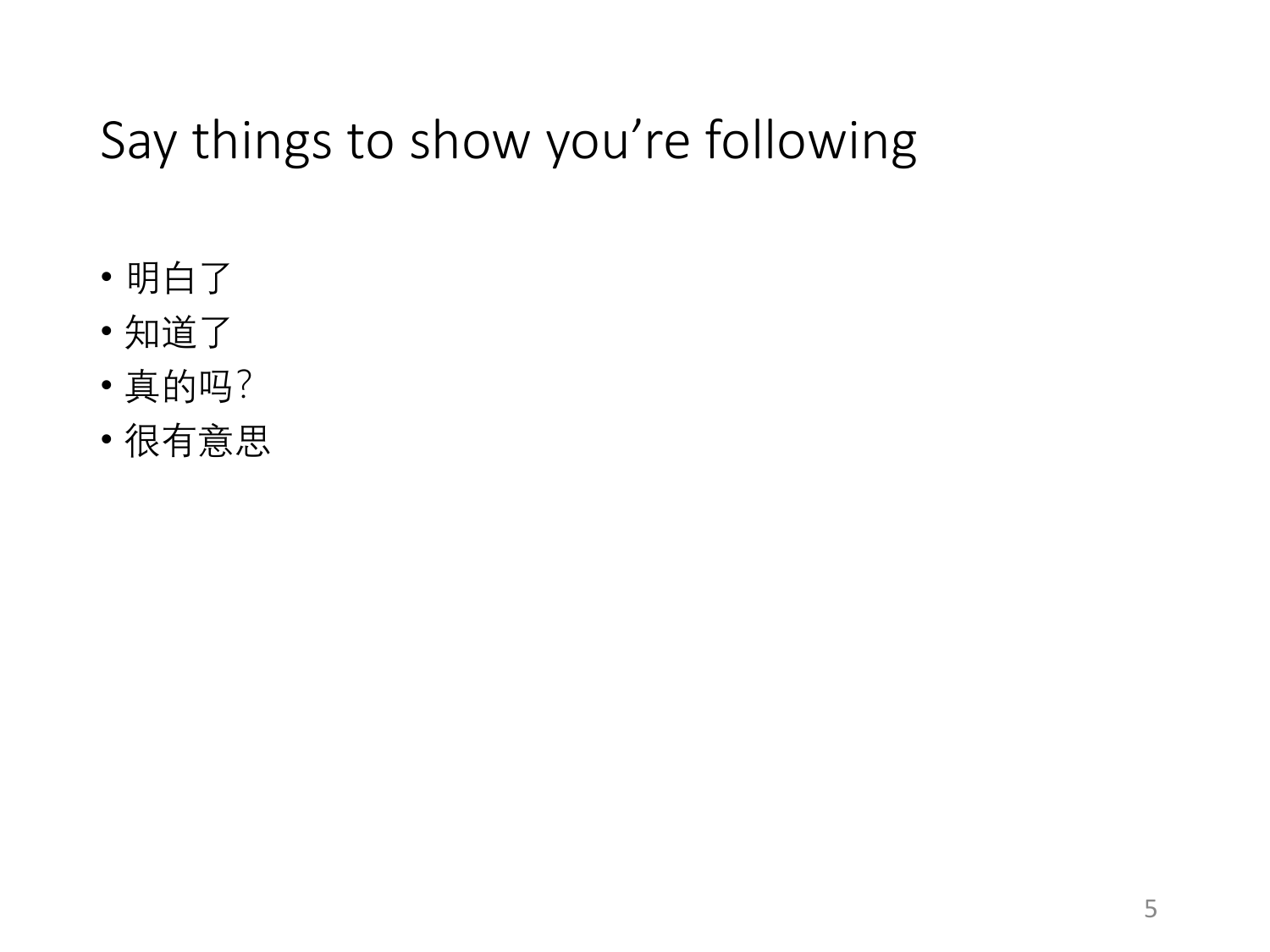# Say things to show you’re following

- 明白了
- 知道了
- 真的吗?
- 很有意思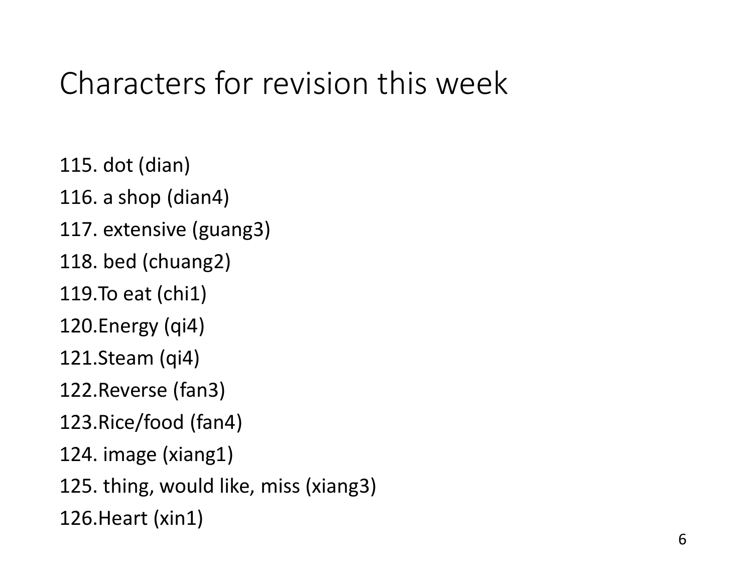# Characters for revision this week

115. dot (dian)
116. a shop (dian4)
117. extensive (guang3)
118. bed (chuang2)
119. To eat (chi1)
120. Energy (qi4)
121. Steam (qi4)
122. Reverse (fan3)
123. Rice/food (fan4)
124. image (xiang1)
125. thing, would like, miss (xiang3)
126. Heart (xin1)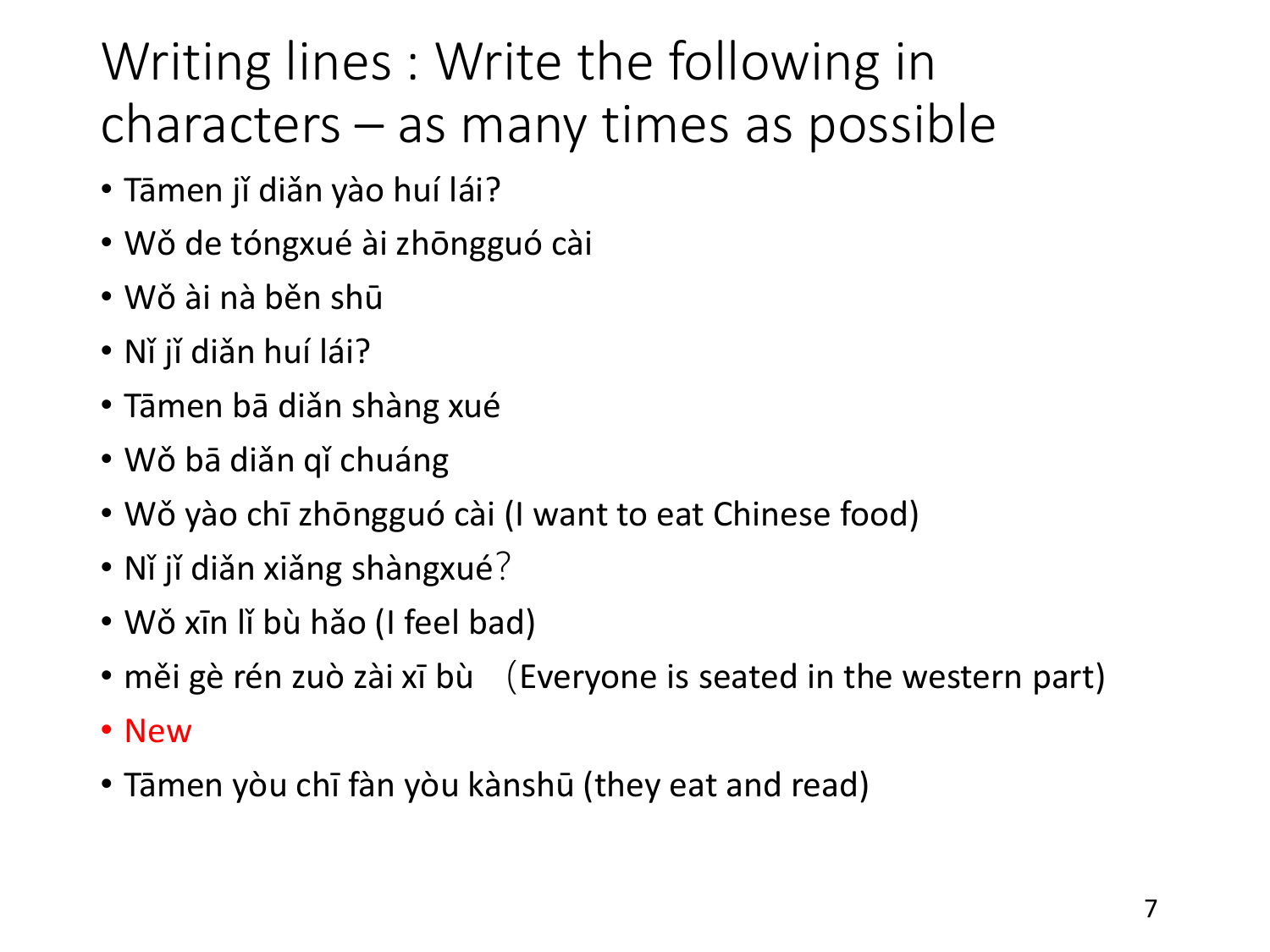# Writing lines : Write the following in characters – as many times as possible

- Tāmen jǐ diǎn yào huí lái?
- Wǒ de tóngxué ài zhōngguó cài
- Wǒ ài nà běn shū
- Nǐ jǐ diǎn huí lái?
- Tāmen bā diǎn shàng xué
- Wǒ bā diǎn qǐ chuáng
- Wǒ yào chī zhōngguó cài (I want to eat Chinese food)
- Nǐ jǐ diǎn xiǎng shàngxué？
- Wǒ xīn lǐ bù hǎo (I feel bad)
- měi gè rén zuò zài xī bù （Everyone is seated in the western part)
- New
- Tāmen yòu chī fàn yòu kànshū (they eat and read)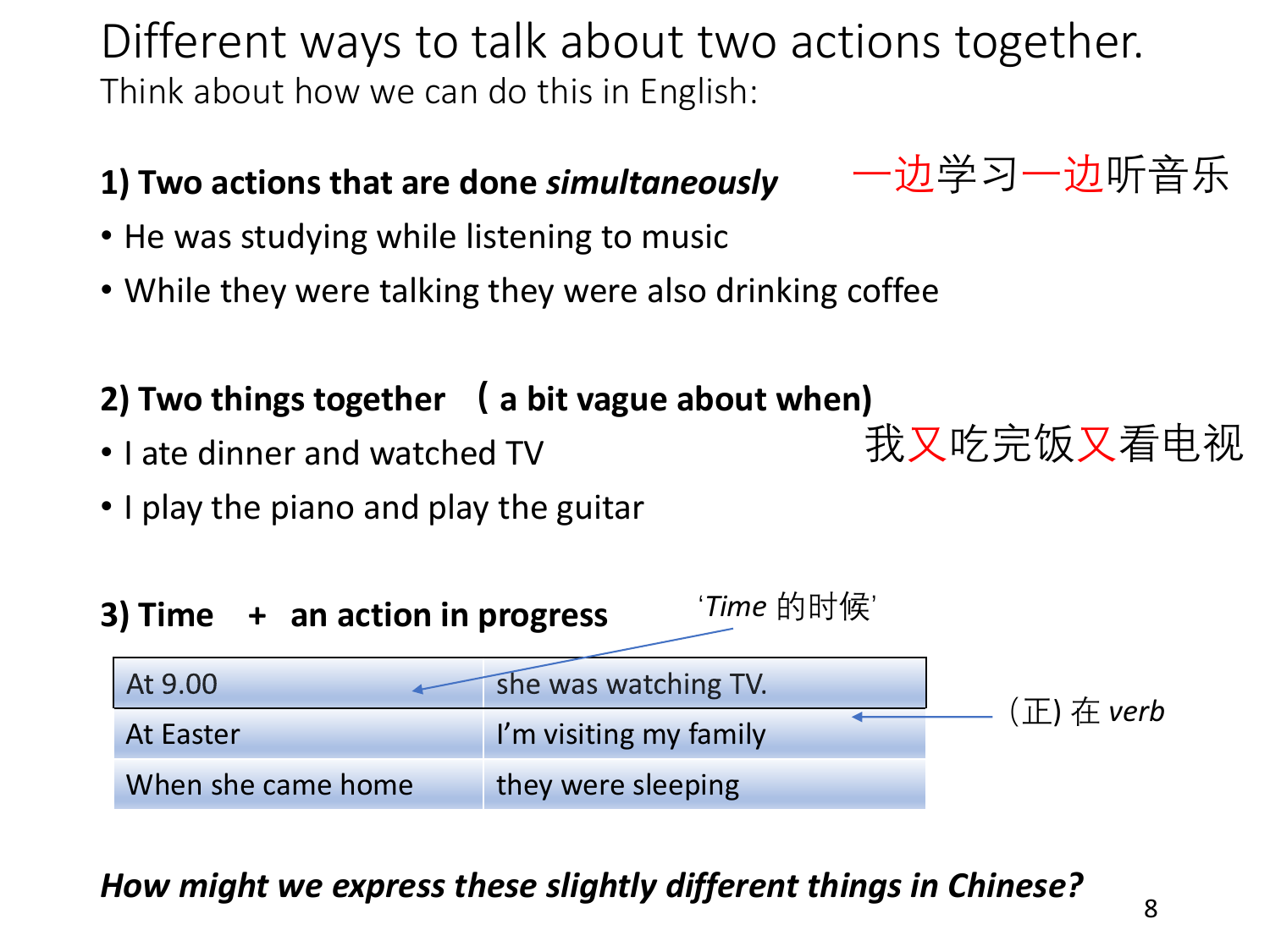# Different ways to talk about two actions together.

Think about how we can do this in English:

**1) Two actions that are done *simultaneously***

一边学习一边听音乐

- He was studying while listening to music
- While they were talking they were also drinking coffee

**2) Two things together （ a bit vague about when)**

我又吃完饭又看电视

- I ate dinner and watched TV
- I play the piano and play the guitar

**3) Time + an action in progress**

'*Time* 的时候'

(正) 在 *verb*

| | |
|---|---|
| At 9.00 | she was watching TV. |
| At Easter | I'm visiting my family |
| When she came home | they were sleeping |

***How might we express these slightly different things in Chinese?***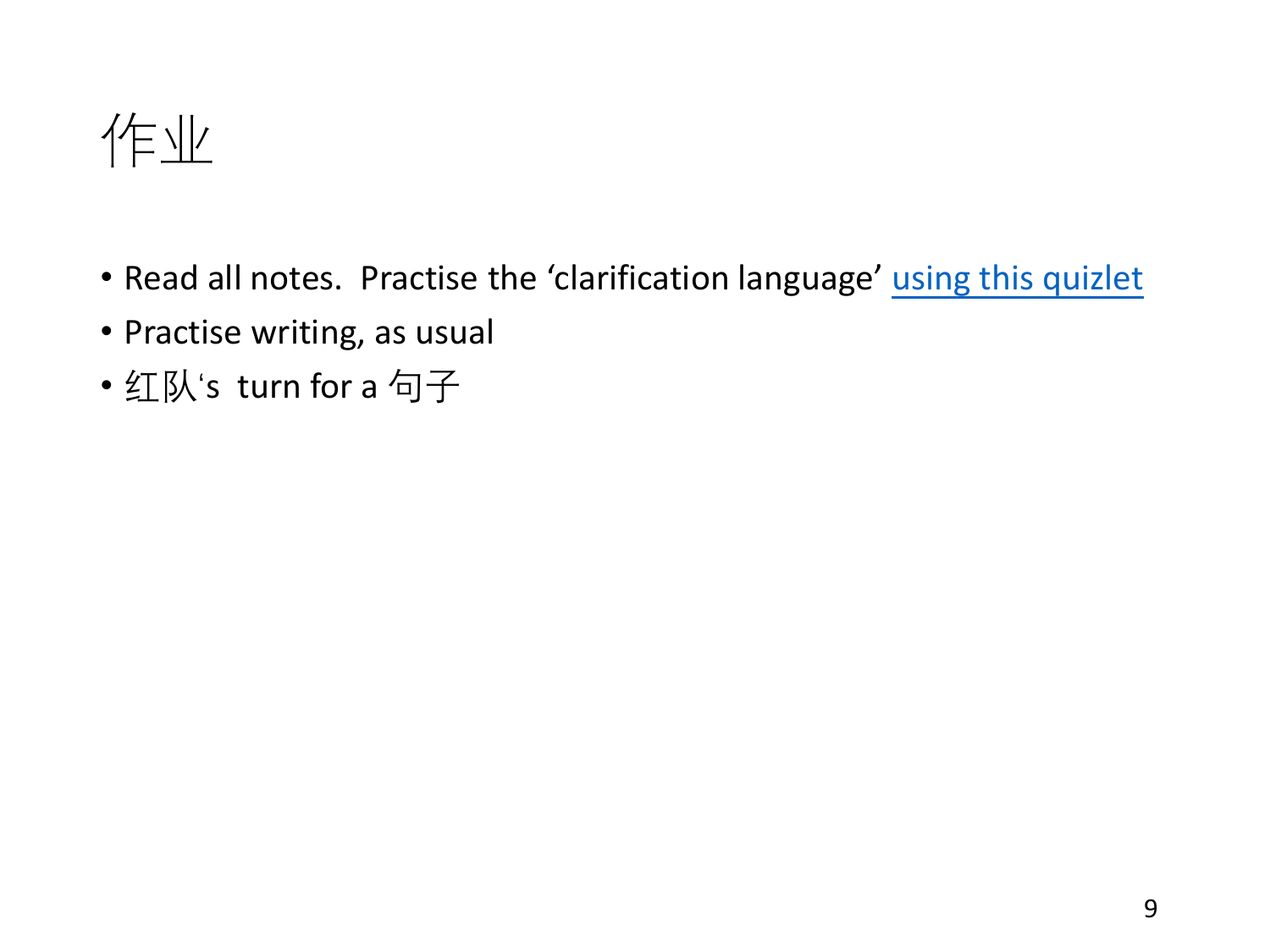# 作业

- Read all notes.  Practise the 'clarification language' using this quizlet
- Practise writing, as usual
- 红队's  turn for a 句子